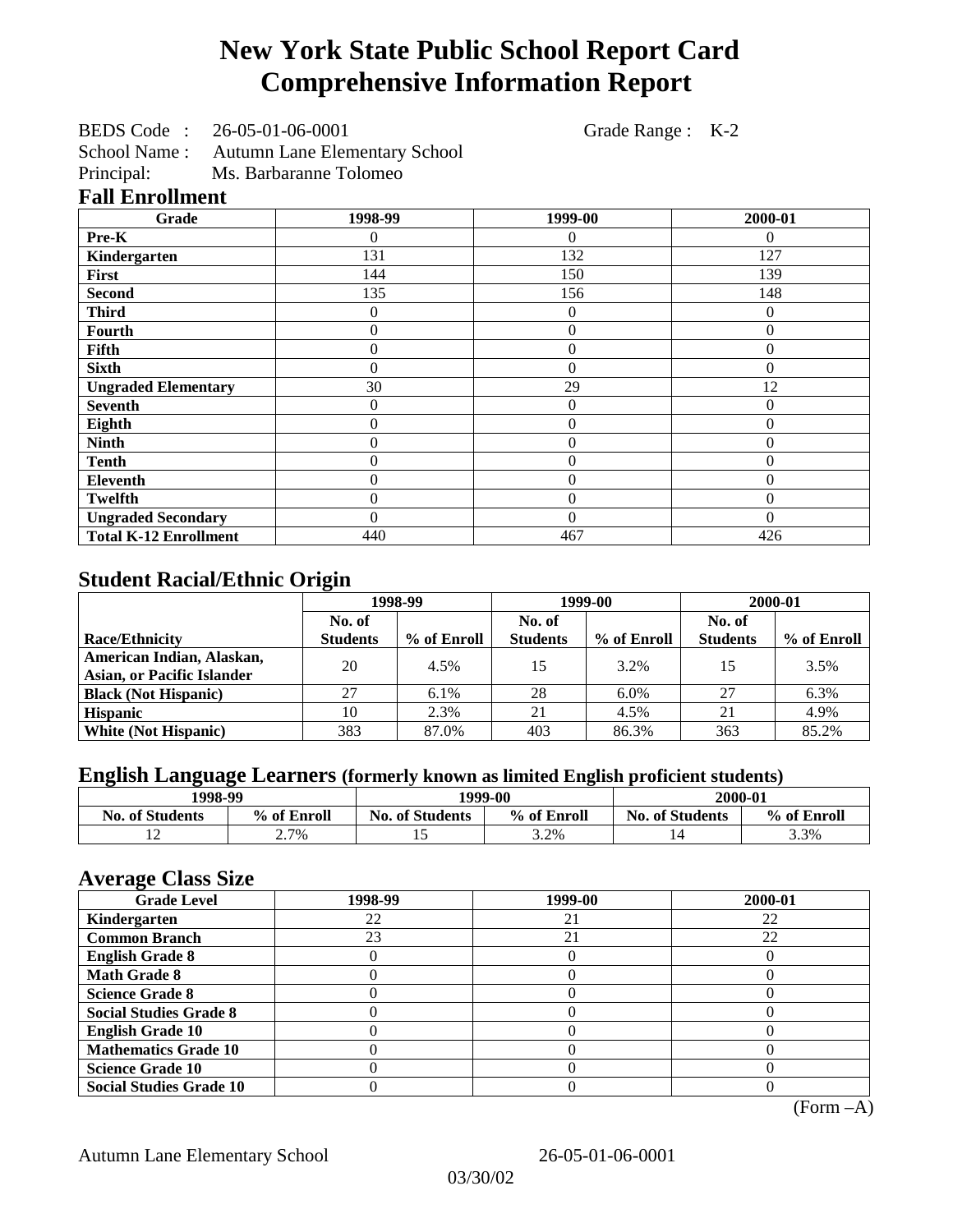# New York State Public School Report Card
# Comprehensive Information Report

BEDS Code : 26-05-01-06-0001 Grade Range : K-2
School Name : Autumn Lane Elementary School
Principal: Ms. Barbaranne Tolomeo

## Fall Enrollment

| Grade | 1998-99 | 1999-00 | 2000-01 |
|---|---|---|---|
| Pre-K | 0 | 0 | 0 |
| Kindergarten | 131 | 132 | 127 |
| First | 144 | 150 | 139 |
| Second | 135 | 156 | 148 |
| Third | 0 | 0 | 0 |
| Fourth | 0 | 0 | 0 |
| Fifth | 0 | 0 | 0 |
| Sixth | 0 | 0 | 0 |
| Ungraded Elementary | 30 | 29 | 12 |
| Seventh | 0 | 0 | 0 |
| Eighth | 0 | 0 | 0 |
| Ninth | 0 | 0 | 0 |
| Tenth | 0 | 0 | 0 |
| Eleventh | 0 | 0 | 0 |
| Twelfth | 0 | 0 | 0 |
| Ungraded Secondary | 0 | 0 | 0 |
| Total K-12 Enrollment | 440 | 467 | 426 |

## Student Racial/Ethnic Origin

| | 1998-99 | | 1999-00 | | 2000-01 | |
|---|---|---|---|---|---|---|
| Race/Ethnicity | No. of Students | % of Enroll | No. of Students | % of Enroll | No. of Students | % of Enroll |
| American Indian, Alaskan, Asian, or Pacific Islander | 20 | 4.5% | 15 | 3.2% | 15 | 3.5% |
| Black (Not Hispanic) | 27 | 6.1% | 28 | 6.0% | 27 | 6.3% |
| Hispanic | 10 | 2.3% | 21 | 4.5% | 21 | 4.9% |
| White (Not Hispanic) | 383 | 87.0% | 403 | 86.3% | 363 | 85.2% |

## English Language Learners (formerly known as limited English proficient students)

| 1998-99 | | 1999-00 | | 2000-01 | |
|---|---|---|---|---|---|
| No. of Students | % of Enroll | No. of Students | % of Enroll | No. of Students | % of Enroll |
| 12 | 2.7% | 15 | 3.2% | 14 | 3.3% |

## Average Class Size

| Grade Level | 1998-99 | 1999-00 | 2000-01 |
|---|---|---|---|
| Kindergarten | 22 | 21 | 22 |
| Common Branch | 23 | 21 | 22 |
| English Grade 8 | 0 | 0 | 0 |
| Math Grade 8 | 0 | 0 | 0 |
| Science Grade 8 | 0 | 0 | 0 |
| Social Studies Grade 8 | 0 | 0 | 0 |
| English Grade 10 | 0 | 0 | 0 |
| Mathematics Grade 10 | 0 | 0 | 0 |
| Science Grade 10 | 0 | 0 | 0 |
| Social Studies Grade 10 | 0 | 0 | 0 |

(Form –A)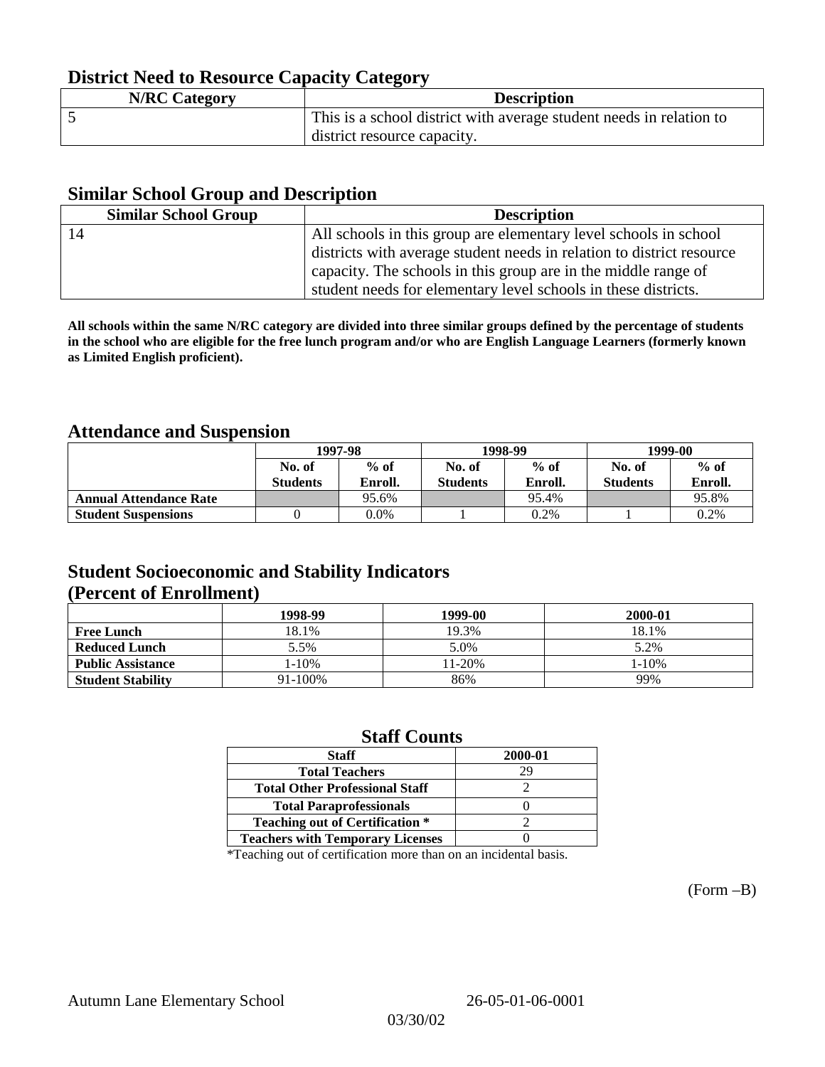## District Need to Resource Capacity Category

| N/RC Category | Description |
|---|---|
| 5 | This is a school district with average student needs in relation to district resource capacity. |

## Similar School Group and Description

| Similar School Group | Description |
|---|---|
| 14 | All schools in this group are elementary level schools in school districts with average student needs in relation to district resource capacity. The schools in this group are in the middle range of student needs for elementary level schools in these districts. |

**All schools within the same N/RC category are divided into three similar groups defined by the percentage of students in the school who are eligible for the free lunch program and/or who are English Language Learners (formerly known as Limited English proficient).**

## Attendance and Suspension

| | 1997-98 | | 1998-99 | | 1999-00 | |
|---|---|---|---|---|---|---|
| | No. of Students | % of Enroll. | No. of Students | % of Enroll. | No. of Students | % of Enroll. |
| **Annual Attendance Rate** | | 95.6% | | 95.4% | | 95.8% |
| **Student Suspensions** | 0 | 0.0% | 1 | 0.2% | 1 | 0.2% |

## Student Socioeconomic and Stability Indicators (Percent of Enrollment)

| | 1998-99 | 1999-00 | 2000-01 |
|---|---|---|---|
| **Free Lunch** | 18.1% | 19.3% | 18.1% |
| **Reduced Lunch** | 5.5% | 5.0% | 5.2% |
| **Public Assistance** | 1-10% | 11-20% | 1-10% |
| **Student Stability** | 91-100% | 86% | 99% |

## Staff Counts

| Staff | 2000-01 |
|---|---|
| Total Teachers | 29 |
| Total Other Professional Staff | 2 |
| Total Paraprofessionals | 0 |
| Teaching out of Certification * | 2 |
| Teachers with Temporary Licenses | 0 |

*Teaching out of certification more than on an incidental basis.

(Form –B)

Autumn Lane Elementary School 26-05-01-06-0001

03/30/02